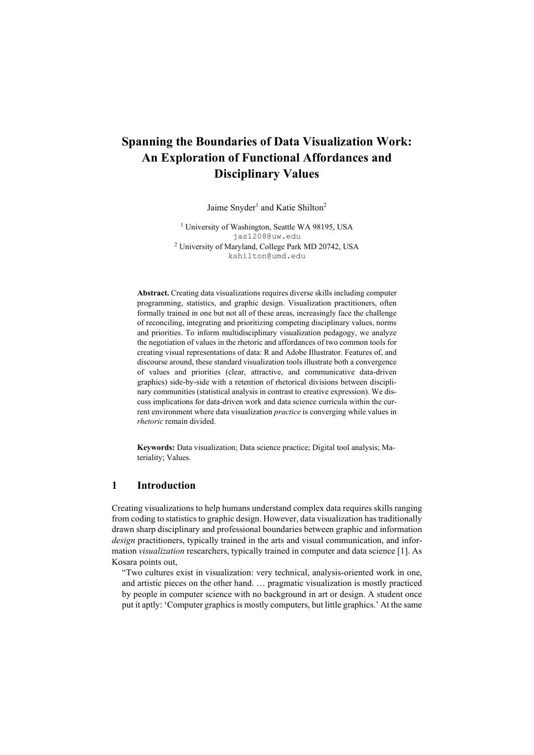# Spanning the Boundaries of Data Visualization Work: An Exploration of Functional Affordances and Disciplinary Values

Jaime Snyder[1] and Katie Shilton[2]

[1] University of Washington, Seattle WA 98195, USA
jas1208@uw.edu
[2] University of Maryland, College Park MD 20742, USA
kshilton@umd.edu

**Abstract.** Creating data visualizations requires diverse skills including computer programming, statistics, and graphic design. Visualization practitioners, often formally trained in one but not all of these areas, increasingly face the challenge of reconciling, integrating and prioritizing competing disciplinary values, norms and priorities. To inform multidisciplinary visualization pedagogy, we analyze the negotiation of values in the rhetoric and affordances of two common tools for creating visual representations of data: R and Adobe Illustrator. Features of, and discourse around, these standard visualization tools illustrate both a convergence of values and priorities (clear, attractive, and communicative data-driven graphics) side-by-side with a retention of rhetorical divisions between disciplinary communities (statistical analysis in contrast to creative expression). We discuss implications for data-driven work and data science curricula within the current environment where data visualization *practice* is converging while values in *rhetoric* remain divided.

**Keywords:** Data visualization; Data science practice; Digital tool analysis; Materiality; Values.

## 1 Introduction

Creating visualizations to help humans understand complex data requires skills ranging from coding to statistics to graphic design. However, data visualization has traditionally drawn sharp disciplinary and professional boundaries between graphic and information *design* practitioners, typically trained in the arts and visual communication, and information *visualization* researchers, typically trained in computer and data science [1]. As Kosara points out,

> "Two cultures exist in visualization: very technical, analysis-oriented work in one, and artistic pieces on the other hand. … pragmatic visualization is mostly practiced by people in computer science with no background in art or design. A student once put it aptly: 'Computer graphics is mostly computers, but little graphics.' At the same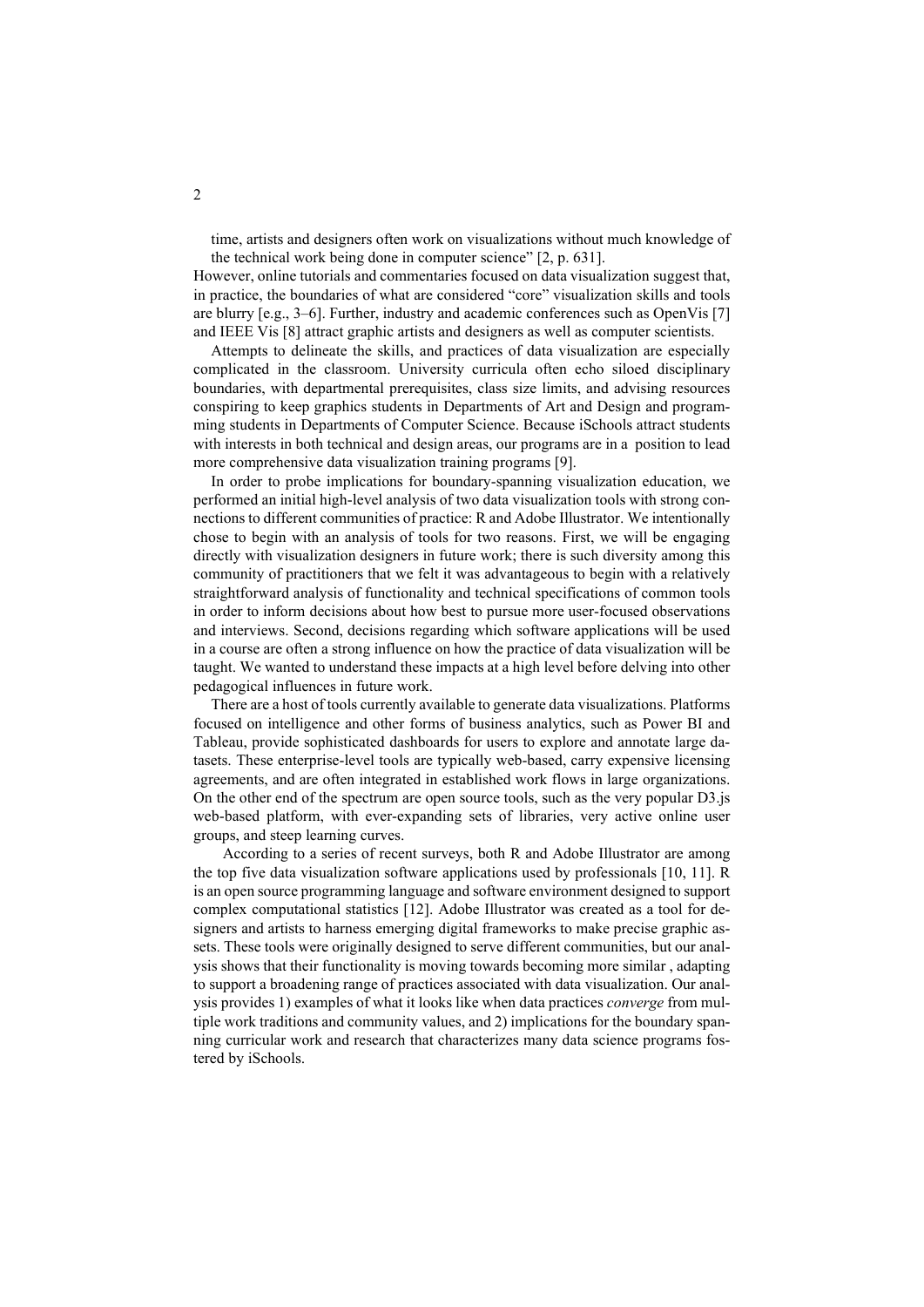time, artists and designers often work on visualizations without much knowledge of the technical work being done in computer science" [2, p. 631].

However, online tutorials and commentaries focused on data visualization suggest that, in practice, the boundaries of what are considered "core" visualization skills and tools are blurry [e.g., 3–6]. Further, industry and academic conferences such as OpenVis [7] and IEEE Vis [8] attract graphic artists and designers as well as computer scientists.

Attempts to delineate the skills, and practices of data visualization are especially complicated in the classroom. University curricula often echo siloed disciplinary boundaries, with departmental prerequisites, class size limits, and advising resources conspiring to keep graphics students in Departments of Art and Design and programming students in Departments of Computer Science. Because iSchools attract students with interests in both technical and design areas, our programs are in a position to lead more comprehensive data visualization training programs [9].

In order to probe implications for boundary-spanning visualization education, we performed an initial high-level analysis of two data visualization tools with strong connections to different communities of practice: R and Adobe Illustrator. We intentionally chose to begin with an analysis of tools for two reasons. First, we will be engaging directly with visualization designers in future work; there is such diversity among this community of practitioners that we felt it was advantageous to begin with a relatively straightforward analysis of functionality and technical specifications of common tools in order to inform decisions about how best to pursue more user-focused observations and interviews. Second, decisions regarding which software applications will be used in a course are often a strong influence on how the practice of data visualization will be taught. We wanted to understand these impacts at a high level before delving into other pedagogical influences in future work.

There are a host of tools currently available to generate data visualizations. Platforms focused on intelligence and other forms of business analytics, such as Power BI and Tableau, provide sophisticated dashboards for users to explore and annotate large datasets. These enterprise-level tools are typically web-based, carry expensive licensing agreements, and are often integrated in established work flows in large organizations. On the other end of the spectrum are open source tools, such as the very popular D3.js web-based platform, with ever-expanding sets of libraries, very active online user groups, and steep learning curves.

According to a series of recent surveys, both R and Adobe Illustrator are among the top five data visualization software applications used by professionals [10, 11]. R is an open source programming language and software environment designed to support complex computational statistics [12]. Adobe Illustrator was created as a tool for designers and artists to harness emerging digital frameworks to make precise graphic assets. These tools were originally designed to serve different communities, but our analysis shows that their functionality is moving towards becoming more similar , adapting to support a broadening range of practices associated with data visualization. Our analysis provides 1) examples of what it looks like when data practices *converge* from multiple work traditions and community values, and 2) implications for the boundary spanning curricular work and research that characterizes many data science programs fostered by iSchools.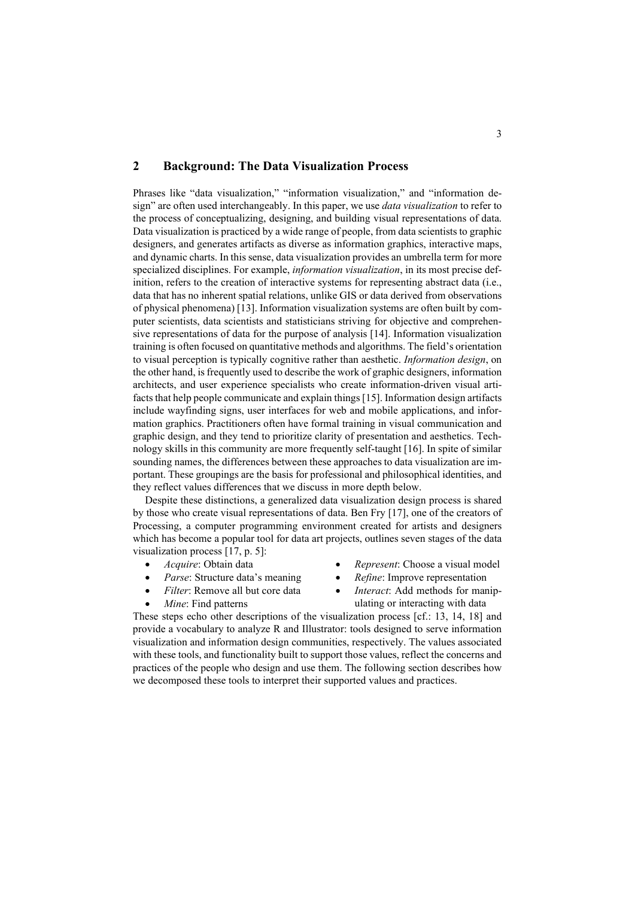## 2 Background: The Data Visualization Process

Phrases like "data visualization," "information visualization," and "information design" are often used interchangeably. In this paper, we use *data visualization* to refer to the process of conceptualizing, designing, and building visual representations of data. Data visualization is practiced by a wide range of people, from data scientists to graphic designers, and generates artifacts as diverse as information graphics, interactive maps, and dynamic charts. In this sense, data visualization provides an umbrella term for more specialized disciplines. For example, *information visualization*, in its most precise definition, refers to the creation of interactive systems for representing abstract data (i.e., data that has no inherent spatial relations, unlike GIS or data derived from observations of physical phenomena) [13]. Information visualization systems are often built by computer scientists, data scientists and statisticians striving for objective and comprehensive representations of data for the purpose of analysis [14]. Information visualization training is often focused on quantitative methods and algorithms. The field's orientation to visual perception is typically cognitive rather than aesthetic. *Information design*, on the other hand, is frequently used to describe the work of graphic designers, information architects, and user experience specialists who create information-driven visual artifacts that help people communicate and explain things [15]. Information design artifacts include wayfinding signs, user interfaces for web and mobile applications, and information graphics. Practitioners often have formal training in visual communication and graphic design, and they tend to prioritize clarity of presentation and aesthetics. Technology skills in this community are more frequently self-taught [16]. In spite of similar sounding names, the differences between these approaches to data visualization are important. These groupings are the basis for professional and philosophical identities, and they reflect values differences that we discuss in more depth below.

Despite these distinctions, a generalized data visualization design process is shared by those who create visual representations of data. Ben Fry [17], one of the creators of Processing, a computer programming environment created for artists and designers which has become a popular tool for data art projects, outlines seven stages of the data visualization process [17, p. 5]:

- *Acquire*: Obtain data
- *Parse*: Structure data's meaning
- *Filter*: Remove all but core data
- *Mine*: Find patterns
- *Represent*: Choose a visual model
- *Refine*: Improve representation
- *Interact*: Add methods for manipulating or interacting with data

These steps echo other descriptions of the visualization process [cf.: 13, 14, 18] and provide a vocabulary to analyze R and Illustrator: tools designed to serve information visualization and information design communities, respectively. The values associated with these tools, and functionality built to support those values, reflect the concerns and practices of the people who design and use them. The following section describes how we decomposed these tools to interpret their supported values and practices.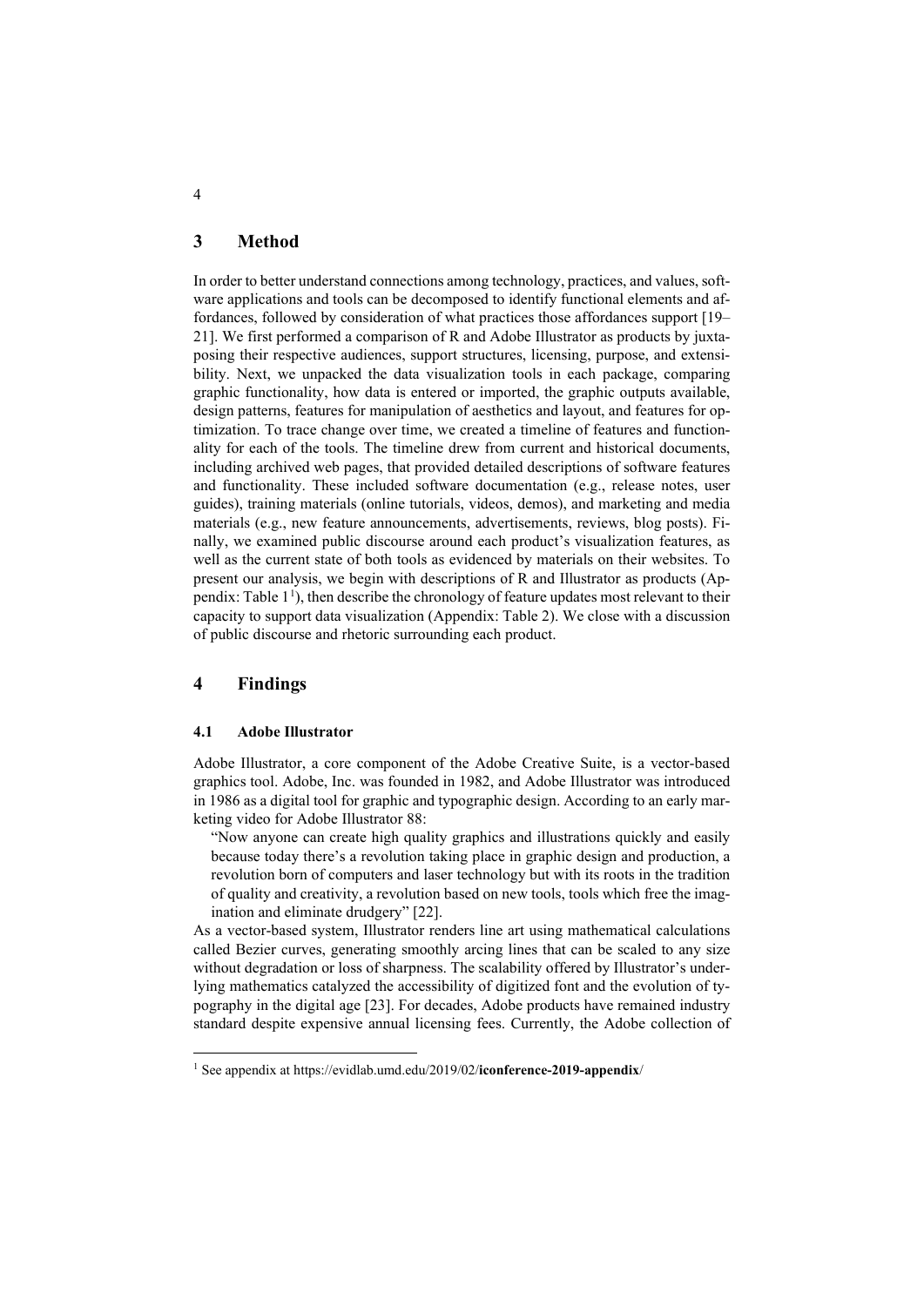## 3 Method

In order to better understand connections among technology, practices, and values, software applications and tools can be decomposed to identify functional elements and affordances, followed by consideration of what practices those affordances support [19–21]. We first performed a comparison of R and Adobe Illustrator as products by juxtaposing their respective audiences, support structures, licensing, purpose, and extensibility. Next, we unpacked the data visualization tools in each package, comparing graphic functionality, how data is entered or imported, the graphic outputs available, design patterns, features for manipulation of aesthetics and layout, and features for optimization. To trace change over time, we created a timeline of features and functionality for each of the tools. The timeline drew from current and historical documents, including archived web pages, that provided detailed descriptions of software features and functionality. These included software documentation (e.g., release notes, user guides), training materials (online tutorials, videos, demos), and marketing and media materials (e.g., new feature announcements, advertisements, reviews, blog posts). Finally, we examined public discourse around each product's visualization features, as well as the current state of both tools as evidenced by materials on their websites. To present our analysis, we begin with descriptions of R and Illustrator as products (Appendix: Table 1[1]), then describe the chronology of feature updates most relevant to their capacity to support data visualization (Appendix: Table 2). We close with a discussion of public discourse and rhetoric surrounding each product.

## 4 Findings

### 4.1 Adobe Illustrator

Adobe Illustrator, a core component of the Adobe Creative Suite, is a vector-based graphics tool. Adobe, Inc. was founded in 1982, and Adobe Illustrator was introduced in 1986 as a digital tool for graphic and typographic design. According to an early marketing video for Adobe Illustrator 88:

> "Now anyone can create high quality graphics and illustrations quickly and easily because today there's a revolution taking place in graphic design and production, a revolution born of computers and laser technology but with its roots in the tradition of quality and creativity, a revolution based on new tools, tools which free the imagination and eliminate drudgery" [22].

As a vector-based system, Illustrator renders line art using mathematical calculations called Bezier curves, generating smoothly arcing lines that can be scaled to any size without degradation or loss of sharpness. The scalability offered by Illustrator's underlying mathematics catalyzed the accessibility of digitized font and the evolution of typography in the digital age [23]. For decades, Adobe products have remained industry standard despite expensive annual licensing fees. Currently, the Adobe collection of

[1] See appendix at https://evidlab.umd.edu/2019/02/**iconference-2019-appendix**/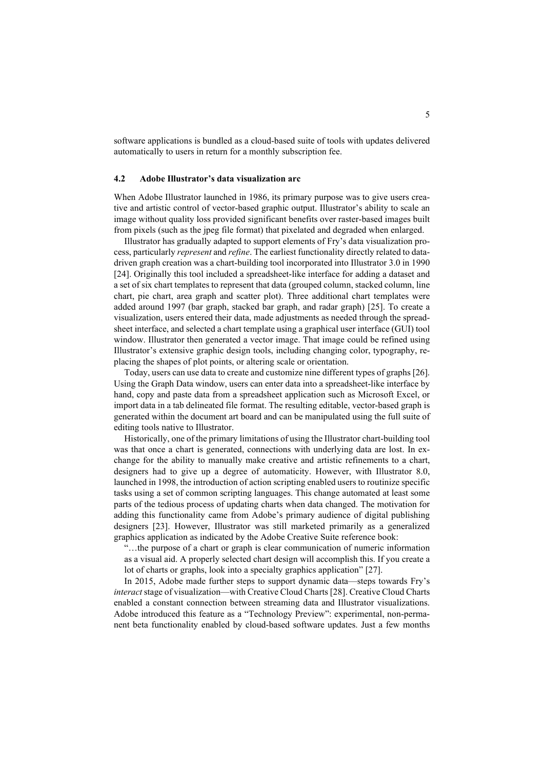software applications is bundled as a cloud-based suite of tools with updates delivered automatically to users in return for a monthly subscription fee.

### 4.2 Adobe Illustrator's data visualization arc

When Adobe Illustrator launched in 1986, its primary purpose was to give users creative and artistic control of vector-based graphic output. Illustrator's ability to scale an image without quality loss provided significant benefits over raster-based images built from pixels (such as the jpeg file format) that pixelated and degraded when enlarged.

Illustrator has gradually adapted to support elements of Fry's data visualization process, particularly *represent* and *refine*. The earliest functionality directly related to data-driven graph creation was a chart-building tool incorporated into Illustrator 3.0 in 1990 [24]. Originally this tool included a spreadsheet-like interface for adding a dataset and a set of six chart templates to represent that data (grouped column, stacked column, line chart, pie chart, area graph and scatter plot). Three additional chart templates were added around 1997 (bar graph, stacked bar graph, and radar graph) [25]. To create a visualization, users entered their data, made adjustments as needed through the spreadsheet interface, and selected a chart template using a graphical user interface (GUI) tool window. Illustrator then generated a vector image. That image could be refined using Illustrator's extensive graphic design tools, including changing color, typography, replacing the shapes of plot points, or altering scale or orientation.

Today, users can use data to create and customize nine different types of graphs [26]. Using the Graph Data window, users can enter data into a spreadsheet-like interface by hand, copy and paste data from a spreadsheet application such as Microsoft Excel, or import data in a tab delineated file format. The resulting editable, vector-based graph is generated within the document art board and can be manipulated using the full suite of editing tools native to Illustrator.

Historically, one of the primary limitations of using the Illustrator chart-building tool was that once a chart is generated, connections with underlying data are lost. In exchange for the ability to manually make creative and artistic refinements to a chart, designers had to give up a degree of automaticity. However, with Illustrator 8.0, launched in 1998, the introduction of action scripting enabled users to routinize specific tasks using a set of common scripting languages. This change automated at least some parts of the tedious process of updating charts when data changed. The motivation for adding this functionality came from Adobe's primary audience of digital publishing designers [23]. However, Illustrator was still marketed primarily as a generalized graphics application as indicated by the Adobe Creative Suite reference book:

> "…the purpose of a chart or graph is clear communication of numeric information as a visual aid. A properly selected chart design will accomplish this. If you create a lot of charts or graphs, look into a specialty graphics application" [27].

In 2015, Adobe made further steps to support dynamic data—steps towards Fry's *interact* stage of visualization—with Creative Cloud Charts [28]. Creative Cloud Charts enabled a constant connection between streaming data and Illustrator visualizations. Adobe introduced this feature as a "Technology Preview": experimental, non-permanent beta functionality enabled by cloud-based software updates. Just a few months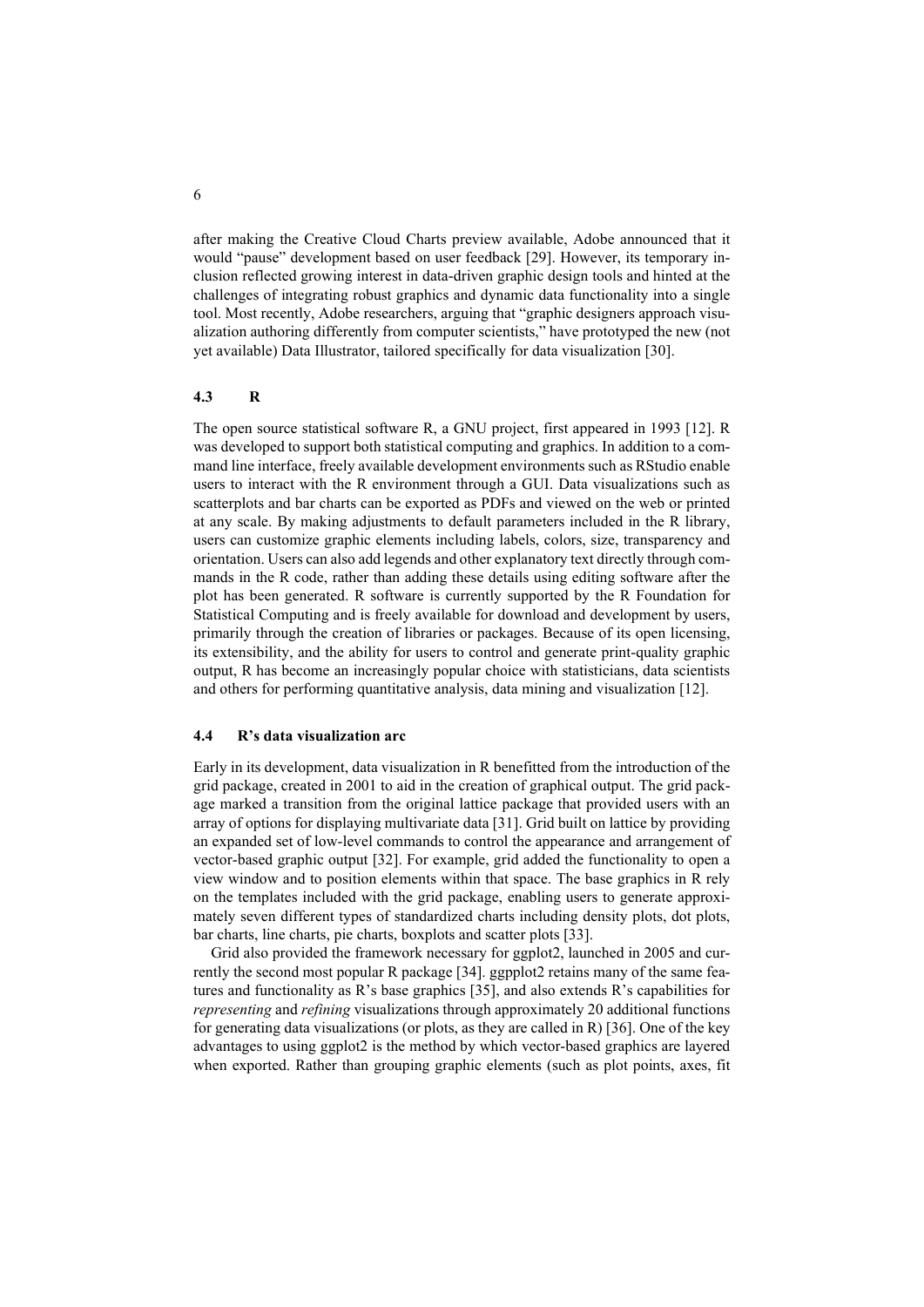after making the Creative Cloud Charts preview available, Adobe announced that it would "pause" development based on user feedback [29]. However, its temporary inclusion reflected growing interest in data-driven graphic design tools and hinted at the challenges of integrating robust graphics and dynamic data functionality into a single tool. Most recently, Adobe researchers, arguing that "graphic designers approach visualization authoring differently from computer scientists," have prototyped the new (not yet available) Data Illustrator, tailored specifically for data visualization [30].

### 4.3 R

The open source statistical software R, a GNU project, first appeared in 1993 [12]. R was developed to support both statistical computing and graphics. In addition to a command line interface, freely available development environments such as RStudio enable users to interact with the R environment through a GUI. Data visualizations such as scatterplots and bar charts can be exported as PDFs and viewed on the web or printed at any scale. By making adjustments to default parameters included in the R library, users can customize graphic elements including labels, colors, size, transparency and orientation. Users can also add legends and other explanatory text directly through commands in the R code, rather than adding these details using editing software after the plot has been generated. R software is currently supported by the R Foundation for Statistical Computing and is freely available for download and development by users, primarily through the creation of libraries or packages. Because of its open licensing, its extensibility, and the ability for users to control and generate print-quality graphic output, R has become an increasingly popular choice with statisticians, data scientists and others for performing quantitative analysis, data mining and visualization [12].

### 4.4 R's data visualization arc

Early in its development, data visualization in R benefitted from the introduction of the grid package, created in 2001 to aid in the creation of graphical output. The grid package marked a transition from the original lattice package that provided users with an array of options for displaying multivariate data [31]. Grid built on lattice by providing an expanded set of low-level commands to control the appearance and arrangement of vector-based graphic output [32]. For example, grid added the functionality to open a view window and to position elements within that space. The base graphics in R rely on the templates included with the grid package, enabling users to generate approximately seven different types of standardized charts including density plots, dot plots, bar charts, line charts, pie charts, boxplots and scatter plots [33].

Grid also provided the framework necessary for ggplot2, launched in 2005 and currently the second most popular R package [34]. ggpplot2 retains many of the same features and functionality as R's base graphics [35], and also extends R's capabilities for *representing* and *refining* visualizations through approximately 20 additional functions for generating data visualizations (or plots, as they are called in R) [36]. One of the key advantages to using ggplot2 is the method by which vector-based graphics are layered when exported. Rather than grouping graphic elements (such as plot points, axes, fit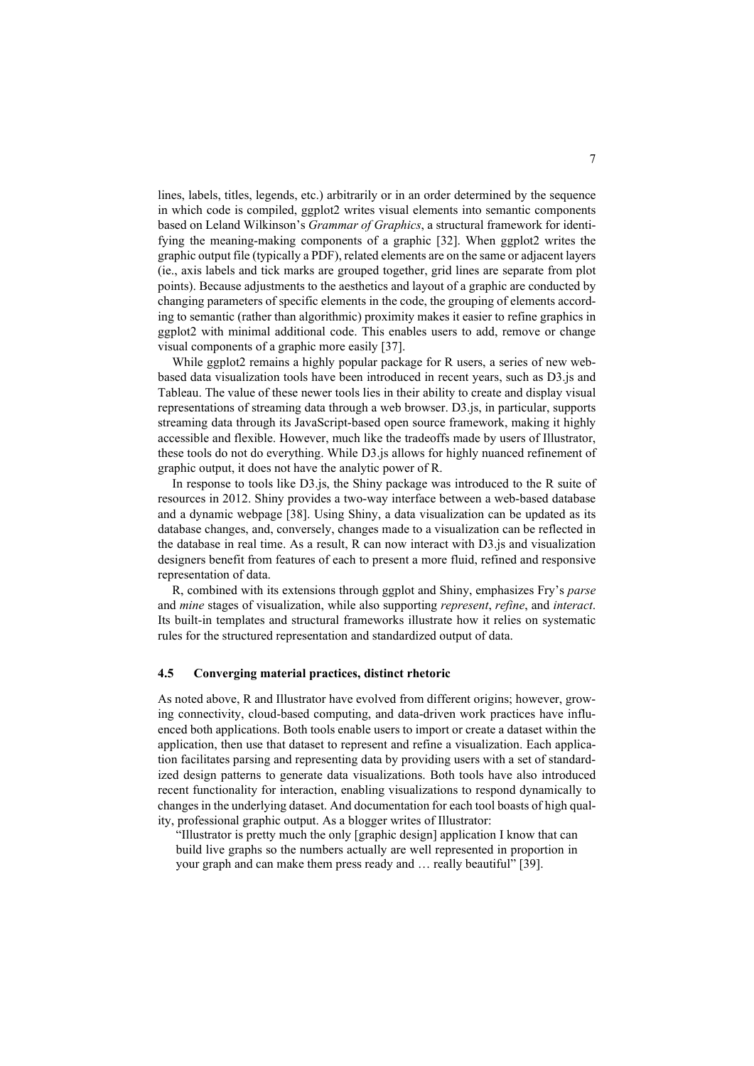lines, labels, titles, legends, etc.) arbitrarily or in an order determined by the sequence in which code is compiled, ggplot2 writes visual elements into semantic components based on Leland Wilkinson's *Grammar of Graphics*, a structural framework for identifying the meaning-making components of a graphic [32]. When ggplot2 writes the graphic output file (typically a PDF), related elements are on the same or adjacent layers (ie., axis labels and tick marks are grouped together, grid lines are separate from plot points). Because adjustments to the aesthetics and layout of a graphic are conducted by changing parameters of specific elements in the code, the grouping of elements according to semantic (rather than algorithmic) proximity makes it easier to refine graphics in ggplot2 with minimal additional code. This enables users to add, remove or change visual components of a graphic more easily [37].

While ggplot2 remains a highly popular package for R users, a series of new web-based data visualization tools have been introduced in recent years, such as D3.js and Tableau. The value of these newer tools lies in their ability to create and display visual representations of streaming data through a web browser. D3.js, in particular, supports streaming data through its JavaScript-based open source framework, making it highly accessible and flexible. However, much like the tradeoffs made by users of Illustrator, these tools do not do everything. While D3.js allows for highly nuanced refinement of graphic output, it does not have the analytic power of R.

In response to tools like D3.js, the Shiny package was introduced to the R suite of resources in 2012. Shiny provides a two-way interface between a web-based database and a dynamic webpage [38]. Using Shiny, a data visualization can be updated as its database changes, and, conversely, changes made to a visualization can be reflected in the database in real time. As a result, R can now interact with D3.js and visualization designers benefit from features of each to present a more fluid, refined and responsive representation of data.

R, combined with its extensions through ggplot and Shiny, emphasizes Fry's *parse* and *mine* stages of visualization, while also supporting *represent*, *refine*, and *interact*. Its built-in templates and structural frameworks illustrate how it relies on systematic rules for the structured representation and standardized output of data.

### 4.5 Converging material practices, distinct rhetoric

As noted above, R and Illustrator have evolved from different origins; however, growing connectivity, cloud-based computing, and data-driven work practices have influenced both applications. Both tools enable users to import or create a dataset within the application, then use that dataset to represent and refine a visualization. Each application facilitates parsing and representing data by providing users with a set of standardized design patterns to generate data visualizations. Both tools have also introduced recent functionality for interaction, enabling visualizations to respond dynamically to changes in the underlying dataset. And documentation for each tool boasts of high quality, professional graphic output. As a blogger writes of Illustrator:

> "Illustrator is pretty much the only [graphic design] application I know that can build live graphs so the numbers actually are well represented in proportion in your graph and can make them press ready and … really beautiful" [39].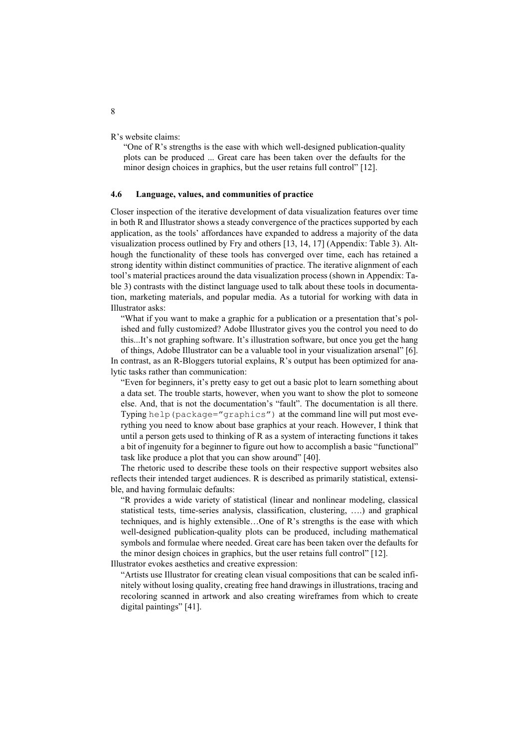R's website claims:

> "One of R's strengths is the ease with which well-designed publication-quality plots can be produced ... Great care has been taken over the defaults for the minor design choices in graphics, but the user retains full control" [12].

### 4.6 Language, values, and communities of practice

Closer inspection of the iterative development of data visualization features over time in both R and Illustrator shows a steady convergence of the practices supported by each application, as the tools' affordances have expanded to address a majority of the data visualization process outlined by Fry and others [13, 14, 17] (Appendix: Table 3). Although the functionality of these tools has converged over time, each has retained a strong identity within distinct communities of practice. The iterative alignment of each tool's material practices around the data visualization process (shown in Appendix: Table 3) contrasts with the distinct language used to talk about these tools in documentation, marketing materials, and popular media. As a tutorial for working with data in Illustrator asks:

> "What if you want to make a graphic for a publication or a presentation that's polished and fully customized? Adobe Illustrator gives you the control you need to do this...It's not graphing software. It's illustration software, but once you get the hang of things, Adobe Illustrator can be a valuable tool in your visualization arsenal" [6].

In contrast, as an R-Bloggers tutorial explains, R's output has been optimized for analytic tasks rather than communication:

> "Even for beginners, it's pretty easy to get out a basic plot to learn something about a data set. The trouble starts, however, when you want to show the plot to someone else. And, that is not the documentation's "fault". The documentation is all there. Typing `help(package="graphics")` at the command line will put most everything you need to know about base graphics at your reach. However, I think that until a person gets used to thinking of R as a system of interacting functions it takes a bit of ingenuity for a beginner to figure out how to accomplish a basic "functional" task like produce a plot that you can show around" [40].

The rhetoric used to describe these tools on their respective support websites also reflects their intended target audiences. R is described as primarily statistical, extensible, and having formulaic defaults:

> "R provides a wide variety of statistical (linear and nonlinear modeling, classical statistical tests, time-series analysis, classification, clustering, ….) and graphical techniques, and is highly extensible…One of R's strengths is the ease with which well-designed publication-quality plots can be produced, including mathematical symbols and formulae where needed. Great care has been taken over the defaults for the minor design choices in graphics, but the user retains full control" [12].

Illustrator evokes aesthetics and creative expression:

> "Artists use Illustrator for creating clean visual compositions that can be scaled infinitely without losing quality, creating free hand drawings in illustrations, tracing and recoloring scanned in artwork and also creating wireframes from which to create digital paintings" [41].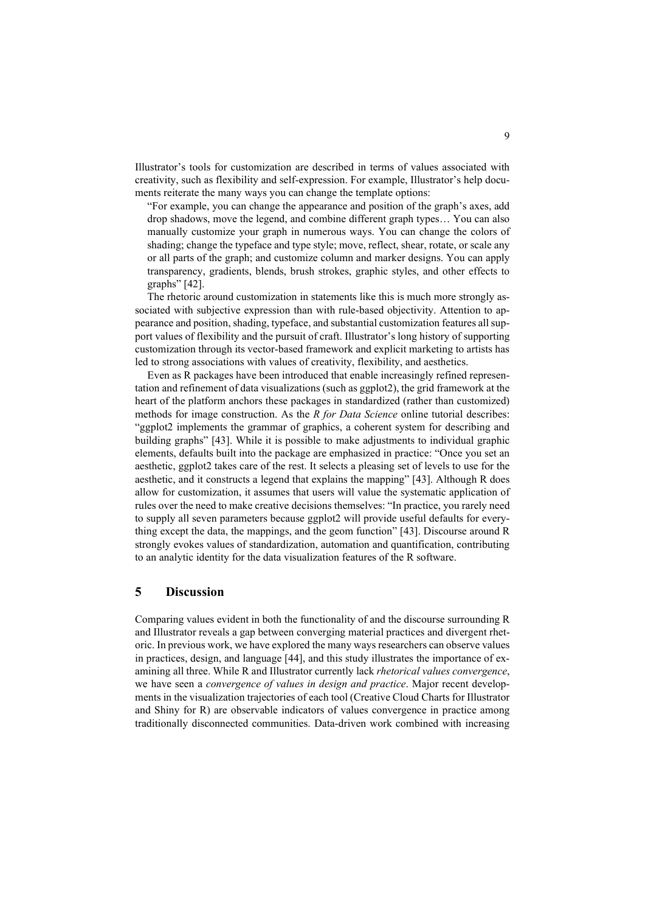Illustrator's tools for customization are described in terms of values associated with creativity, such as flexibility and self-expression. For example, Illustrator's help documents reiterate the many ways you can change the template options:

> "For example, you can change the appearance and position of the graph's axes, add drop shadows, move the legend, and combine different graph types… You can also manually customize your graph in numerous ways. You can change the colors of shading; change the typeface and type style; move, reflect, shear, rotate, or scale any or all parts of the graph; and customize column and marker designs. You can apply transparency, gradients, blends, brush strokes, graphic styles, and other effects to graphs" [42].

The rhetoric around customization in statements like this is much more strongly associated with subjective expression than with rule-based objectivity. Attention to appearance and position, shading, typeface, and substantial customization features all support values of flexibility and the pursuit of craft. Illustrator's long history of supporting customization through its vector-based framework and explicit marketing to artists has led to strong associations with values of creativity, flexibility, and aesthetics.

Even as R packages have been introduced that enable increasingly refined representation and refinement of data visualizations (such as ggplot2), the grid framework at the heart of the platform anchors these packages in standardized (rather than customized) methods for image construction. As the *R for Data Science* online tutorial describes: "ggplot2 implements the grammar of graphics, a coherent system for describing and building graphs" [43]. While it is possible to make adjustments to individual graphic elements, defaults built into the package are emphasized in practice: "Once you set an aesthetic, ggplot2 takes care of the rest. It selects a pleasing set of levels to use for the aesthetic, and it constructs a legend that explains the mapping" [43]. Although R does allow for customization, it assumes that users will value the systematic application of rules over the need to make creative decisions themselves: "In practice, you rarely need to supply all seven parameters because ggplot2 will provide useful defaults for everything except the data, the mappings, and the geom function" [43]. Discourse around R strongly evokes values of standardization, automation and quantification, contributing to an analytic identity for the data visualization features of the R software.

## 5 Discussion

Comparing values evident in both the functionality of and the discourse surrounding R and Illustrator reveals a gap between converging material practices and divergent rhetoric. In previous work, we have explored the many ways researchers can observe values in practices, design, and language [44], and this study illustrates the importance of examining all three. While R and Illustrator currently lack *rhetorical values convergence*, we have seen a *convergence of values in design and practice*. Major recent developments in the visualization trajectories of each tool (Creative Cloud Charts for Illustrator and Shiny for R) are observable indicators of values convergence in practice among traditionally disconnected communities. Data-driven work combined with increasing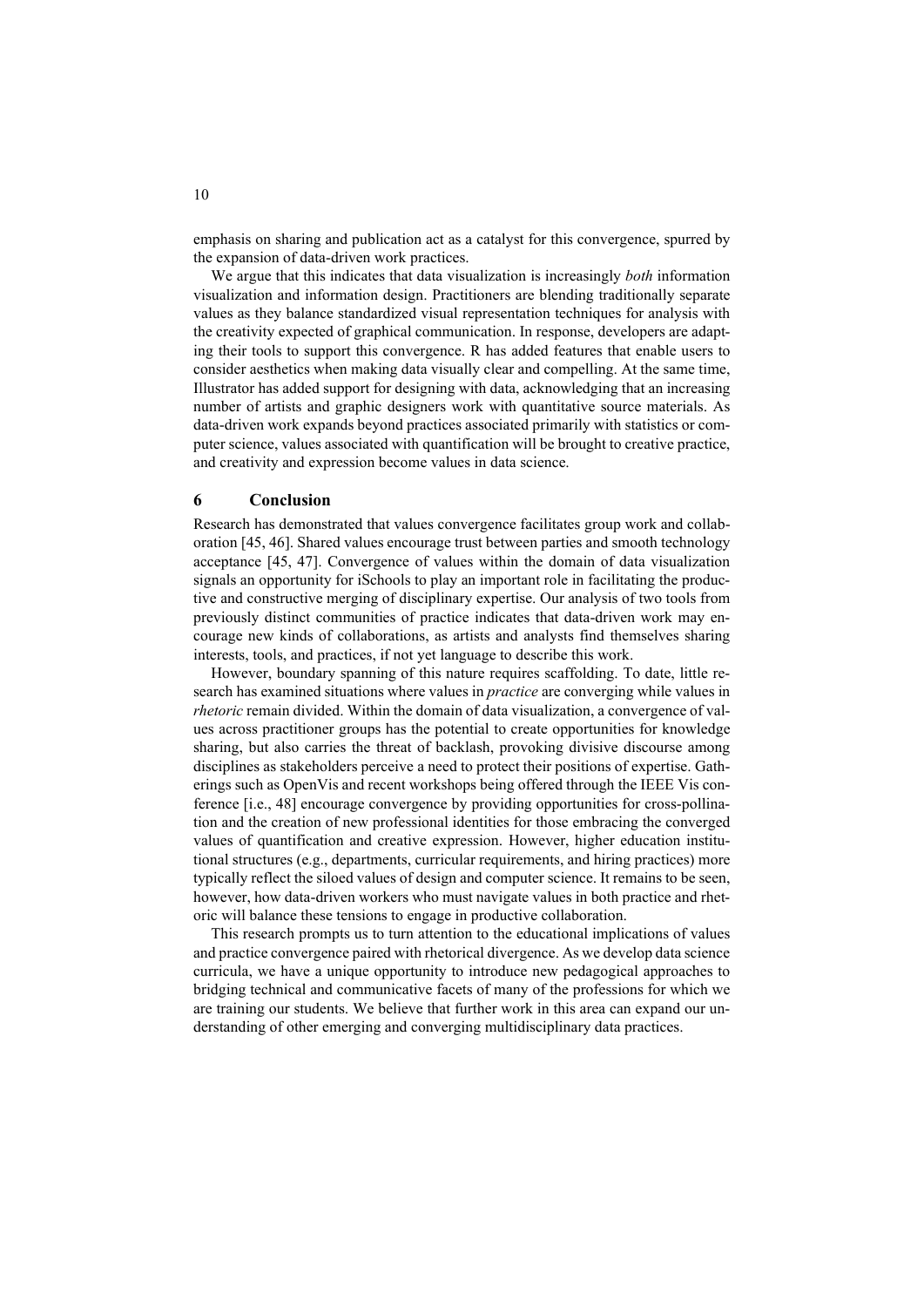emphasis on sharing and publication act as a catalyst for this convergence, spurred by the expansion of data-driven work practices.

We argue that this indicates that data visualization is increasingly *both* information visualization and information design. Practitioners are blending traditionally separate values as they balance standardized visual representation techniques for analysis with the creativity expected of graphical communication. In response, developers are adapting their tools to support this convergence. R has added features that enable users to consider aesthetics when making data visually clear and compelling. At the same time, Illustrator has added support for designing with data, acknowledging that an increasing number of artists and graphic designers work with quantitative source materials. As data-driven work expands beyond practices associated primarily with statistics or computer science, values associated with quantification will be brought to creative practice, and creativity and expression become values in data science.

## 6 Conclusion

Research has demonstrated that values convergence facilitates group work and collaboration [45, 46]. Shared values encourage trust between parties and smooth technology acceptance [45, 47]. Convergence of values within the domain of data visualization signals an opportunity for iSchools to play an important role in facilitating the productive and constructive merging of disciplinary expertise. Our analysis of two tools from previously distinct communities of practice indicates that data-driven work may encourage new kinds of collaborations, as artists and analysts find themselves sharing interests, tools, and practices, if not yet language to describe this work.

However, boundary spanning of this nature requires scaffolding. To date, little research has examined situations where values in *practice* are converging while values in *rhetoric* remain divided. Within the domain of data visualization, a convergence of values across practitioner groups has the potential to create opportunities for knowledge sharing, but also carries the threat of backlash, provoking divisive discourse among disciplines as stakeholders perceive a need to protect their positions of expertise. Gatherings such as OpenVis and recent workshops being offered through the IEEE Vis conference [i.e., 48] encourage convergence by providing opportunities for cross-pollination and the creation of new professional identities for those embracing the converged values of quantification and creative expression. However, higher education institutional structures (e.g., departments, curricular requirements, and hiring practices) more typically reflect the siloed values of design and computer science. It remains to be seen, however, how data-driven workers who must navigate values in both practice and rhetoric will balance these tensions to engage in productive collaboration.

This research prompts us to turn attention to the educational implications of values and practice convergence paired with rhetorical divergence. As we develop data science curricula, we have a unique opportunity to introduce new pedagogical approaches to bridging technical and communicative facets of many of the professions for which we are training our students. We believe that further work in this area can expand our understanding of other emerging and converging multidisciplinary data practices.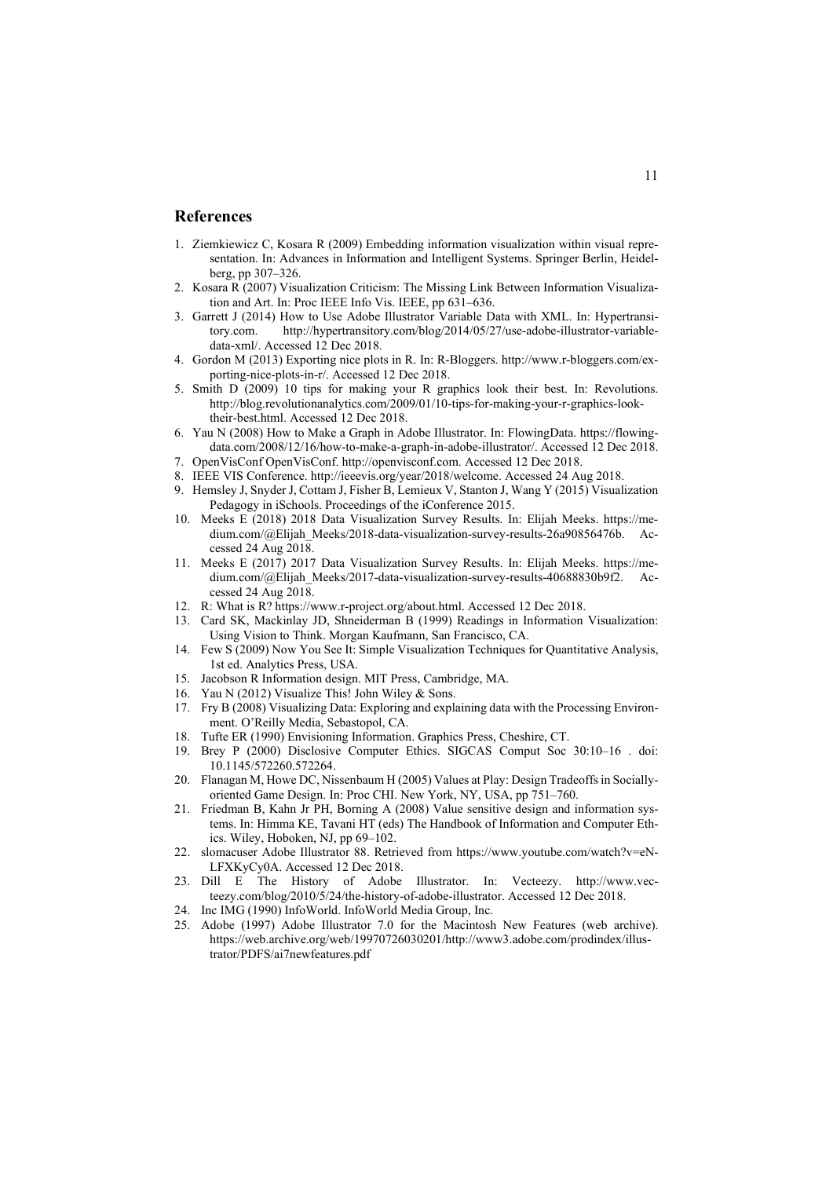## References

1. Ziemkiewicz C, Kosara R (2009) Embedding information visualization within visual representation. In: Advances in Information and Intelligent Systems. Springer Berlin, Heidelberg, pp 307–326.
2. Kosara R (2007) Visualization Criticism: The Missing Link Between Information Visualization and Art. In: Proc IEEE Info Vis. IEEE, pp 631–636.
3. Garrett J (2014) How to Use Adobe Illustrator Variable Data with XML. In: Hypertransitory.com. http://hypertransitory.com/blog/2014/05/27/use-adobe-illustrator-variable-data-xml/. Accessed 12 Dec 2018.
4. Gordon M (2013) Exporting nice plots in R. In: R-Bloggers. http://www.r-bloggers.com/exporting-nice-plots-in-r/. Accessed 12 Dec 2018.
5. Smith D (2009) 10 tips for making your R graphics look their best. In: Revolutions. http://blog.revolutionanalytics.com/2009/01/10-tips-for-making-your-r-graphics-look-their-best.html. Accessed 12 Dec 2018.
6. Yau N (2008) How to Make a Graph in Adobe Illustrator. In: FlowingData. https://flowingdata.com/2008/12/16/how-to-make-a-graph-in-adobe-illustrator/. Accessed 12 Dec 2018.
7. OpenVisConf OpenVisConf. http://openvisconf.com. Accessed 12 Dec 2018.
8. IEEE VIS Conference. http://ieeevis.org/year/2018/welcome. Accessed 24 Aug 2018.
9. Hemsley J, Snyder J, Cottam J, Fisher B, Lemieux V, Stanton J, Wang Y (2015) Visualization Pedagogy in iSchools. Proceedings of the iConference 2015.
10. Meeks E (2018) 2018 Data Visualization Survey Results. In: Elijah Meeks. https://medium.com/@Elijah_Meeks/2018-data-visualization-survey-results-26a90856476b. Accessed 24 Aug 2018.
11. Meeks E (2017) 2017 Data Visualization Survey Results. In: Elijah Meeks. https://medium.com/@Elijah_Meeks/2017-data-visualization-survey-results-40688830b9f2. Accessed 24 Aug 2018.
12. R: What is R? https://www.r-project.org/about.html. Accessed 12 Dec 2018.
13. Card SK, Mackinlay JD, Shneiderman B (1999) Readings in Information Visualization: Using Vision to Think. Morgan Kaufmann, San Francisco, CA.
14. Few S (2009) Now You See It: Simple Visualization Techniques for Quantitative Analysis, 1st ed. Analytics Press, USA.
15. Jacobson R Information design. MIT Press, Cambridge, MA.
16. Yau N (2012) Visualize This! John Wiley & Sons.
17. Fry B (2008) Visualizing Data: Exploring and explaining data with the Processing Environment. O'Reilly Media, Sebastopol, CA.
18. Tufte ER (1990) Envisioning Information. Graphics Press, Cheshire, CT.
19. Brey P (2000) Disclosive Computer Ethics. SIGCAS Comput Soc 30:10–16 . doi: 10.1145/572260.572264.
20. Flanagan M, Howe DC, Nissenbaum H (2005) Values at Play: Design Tradeoffs in Socially-oriented Game Design. In: Proc CHI. New York, NY, USA, pp 751–760.
21. Friedman B, Kahn Jr PH, Borning A (2008) Value sensitive design and information systems. In: Himma KE, Tavani HT (eds) The Handbook of Information and Computer Ethics. Wiley, Hoboken, NJ, pp 69–102.
22. slomacuser Adobe Illustrator 88. Retrieved from https://www.youtube.com/watch?v=eN-LFXKyCy0A. Accessed 12 Dec 2018.
23. Dill E The History of Adobe Illustrator. In: Vecteezy. http://www.vecteezy.com/blog/2010/5/24/the-history-of-adobe-illustrator. Accessed 12 Dec 2018.
24. Inc IMG (1990) InfoWorld. InfoWorld Media Group, Inc.
25. Adobe (1997) Adobe Illustrator 7.0 for the Macintosh New Features (web archive). https://web.archive.org/web/19970726030201/http://www3.adobe.com/prodindex/illustrator/PDFS/ai7newfeatures.pdf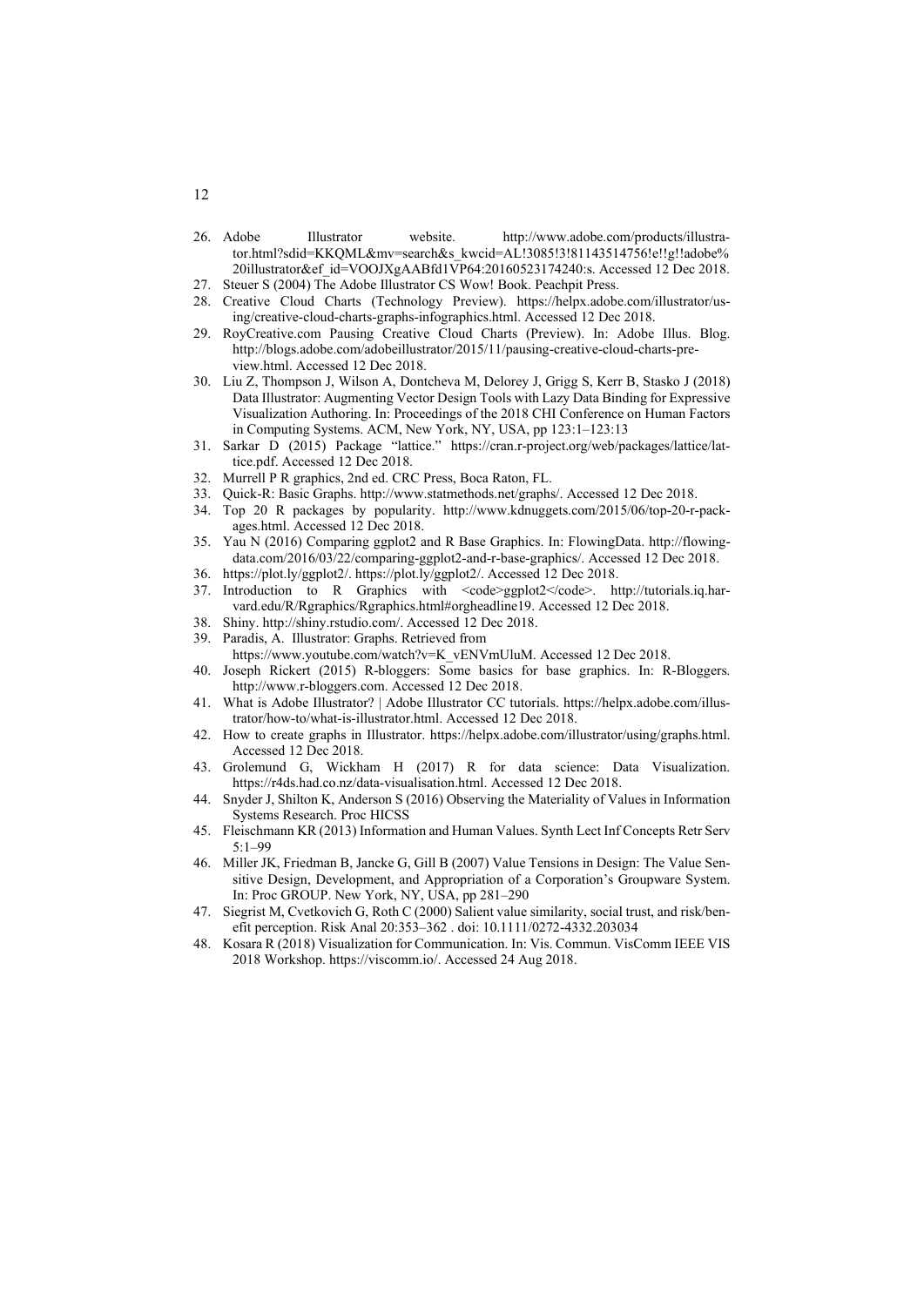26. Adobe Illustrator website. http://www.adobe.com/products/illustrator.html?sdid=KKQML&mv=search&s_kwcid=AL!3085!3!81143514756!e!!g!!adobe%20illustrator&ef_id=VOOJXgAABfd1VP64:20160523174240:s. Accessed 12 Dec 2018.
27. Steuer S (2004) The Adobe Illustrator CS Wow! Book. Peachpit Press.
28. Creative Cloud Charts (Technology Preview). https://helpx.adobe.com/illustrator/using/creative-cloud-charts-graphs-infographics.html. Accessed 12 Dec 2018.
29. RoyCreative.com Pausing Creative Cloud Charts (Preview). In: Adobe Illus. Blog. http://blogs.adobe.com/adobeillustrator/2015/11/pausing-creative-cloud-charts-preview.html. Accessed 12 Dec 2018.
30. Liu Z, Thompson J, Wilson A, Dontcheva M, Delorey J, Grigg S, Kerr B, Stasko J (2018) Data Illustrator: Augmenting Vector Design Tools with Lazy Data Binding for Expressive Visualization Authoring. In: Proceedings of the 2018 CHI Conference on Human Factors in Computing Systems. ACM, New York, NY, USA, pp 123:1–123:13
31. Sarkar D (2015) Package "lattice." https://cran.r-project.org/web/packages/lattice/lattice.pdf. Accessed 12 Dec 2018.
32. Murrell P R graphics, 2nd ed. CRC Press, Boca Raton, FL.
33. Quick-R: Basic Graphs. http://www.statmethods.net/graphs/. Accessed 12 Dec 2018.
34. Top 20 R packages by popularity. http://www.kdnuggets.com/2015/06/top-20-r-packages.html. Accessed 12 Dec 2018.
35. Yau N (2016) Comparing ggplot2 and R Base Graphics. In: FlowingData. http://flowingdata.com/2016/03/22/comparing-ggplot2-and-r-base-graphics/. Accessed 12 Dec 2018.
36. https://plot.ly/ggplot2/. https://plot.ly/ggplot2/. Accessed 12 Dec 2018.
37. Introduction to R Graphics with <code>ggplot2</code>. http://tutorials.iq.harvard.edu/R/Rgraphics/Rgraphics.html#orgheadline19. Accessed 12 Dec 2018.
38. Shiny. http://shiny.rstudio.com/. Accessed 12 Dec 2018.
39. Paradis, A. Illustrator: Graphs. Retrieved from https://www.youtube.com/watch?v=K_vENVmUluM. Accessed 12 Dec 2018.
40. Joseph Rickert (2015) R-bloggers: Some basics for base graphics. In: R-Bloggers. http://www.r-bloggers.com. Accessed 12 Dec 2018.
41. What is Adobe Illustrator? | Adobe Illustrator CC tutorials. https://helpx.adobe.com/illustrator/how-to/what-is-illustrator.html. Accessed 12 Dec 2018.
42. How to create graphs in Illustrator. https://helpx.adobe.com/illustrator/using/graphs.html. Accessed 12 Dec 2018.
43. Grolemund G, Wickham H (2017) R for data science: Data Visualization. https://r4ds.had.co.nz/data-visualisation.html. Accessed 12 Dec 2018.
44. Snyder J, Shilton K, Anderson S (2016) Observing the Materiality of Values in Information Systems Research. Proc HICSS
45. Fleischmann KR (2013) Information and Human Values. Synth Lect Inf Concepts Retr Serv 5:1–99
46. Miller JK, Friedman B, Jancke G, Gill B (2007) Value Tensions in Design: The Value Sensitive Design, Development, and Appropriation of a Corporation's Groupware System. In: Proc GROUP. New York, NY, USA, pp 281–290
47. Siegrist M, Cvetkovich G, Roth C (2000) Salient value similarity, social trust, and risk/benefit perception. Risk Anal 20:353–362 . doi: 10.1111/0272-4332.203034
48. Kosara R (2018) Visualization for Communication. In: Vis. Commun. VisComm IEEE VIS 2018 Workshop. https://viscomm.io/. Accessed 24 Aug 2018.